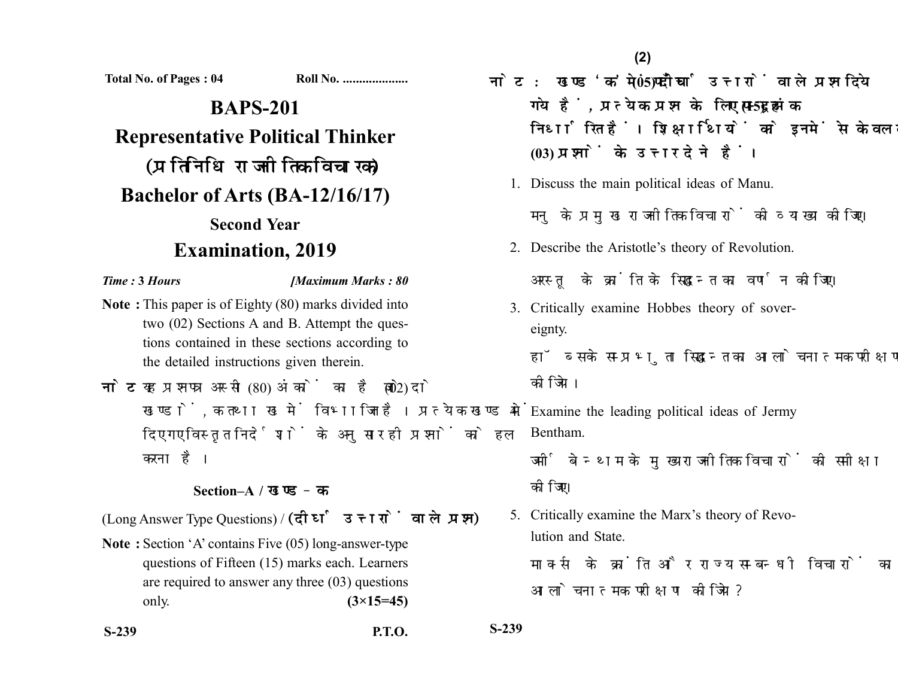Total No. of Pages : 04 Roll No. ....................

# BAPS-201

# Representative Political Thinker

# (प्रतिनिधि राजनीतिक विचारक)

# Bachelor of Arts (BA-12/16/17)

## Second Year

## Examination, 2019

*Time :* **3** *Hours* *[Maximum Marks : 80*

**Note :** This paper is of Eighty (80) marks divided into two (02) Sections A and B. Attempt the questions contained in these sections according to the detailed instructions given therein.

**नोट :** यह प्रश्नपत्र अस्सी (80) अंकों का है जो दो (02) खण्डों, क तथा ख में विभाजित है। प्रत्येक खण्ड में दिए गए विस्तृत निर्देशों के अनुसार ही प्रश्नों को हल करना है।

### Section–A / खण्ड–क

(Long Answer Type Questions) / **(दीर्घ उत्तरों वाले प्रश्न)**

**Note :** Section 'A' contains Five (05) long-answer-type questions of Fifteen (15) marks each. Learners are required to answer any three (03) questions only. **(3×15=45)**

**नोट :** खण्ड 'क' में पाँच (05) दीर्घ उत्तरों वाले प्रश्न दिये गये हैं, प्रत्येक प्रश्न के लिए पन्द्रह (15) अंक निर्धारित हैं। शिक्षार्थियों को इनमें से केवल तीन (03) प्रश्नों के उत्तर देने हैं।

1. Discuss the main political ideas of Manu.

   मनु के प्रमुख राजनीतिक विचारों की व्याख्या कीजिए।

2. Describe the Aristotle's theory of Revolution.

   अरस्तू के क्रांति के सिद्धान्त का वर्णन कीजिए।

3. Critically examine Hobbes theory of sovereignty.

   हॉब्स के सम्प्रभुता सिद्धान्त का आलोचनात्मक परीक्षण कीजिये।

4. Examine the leading political ideas of Jermy Bentham.

   जर्मी बेन्थाम के मुख्य राजनीतिक विचारों की समीक्षा कीजिए।

5. Critically examine the Marx's theory of Revolution and State.

   मार्क्स के क्रांति और राज्य सम्बन्धी विचारों का आलोचनात्मक परीक्षण कीजिये?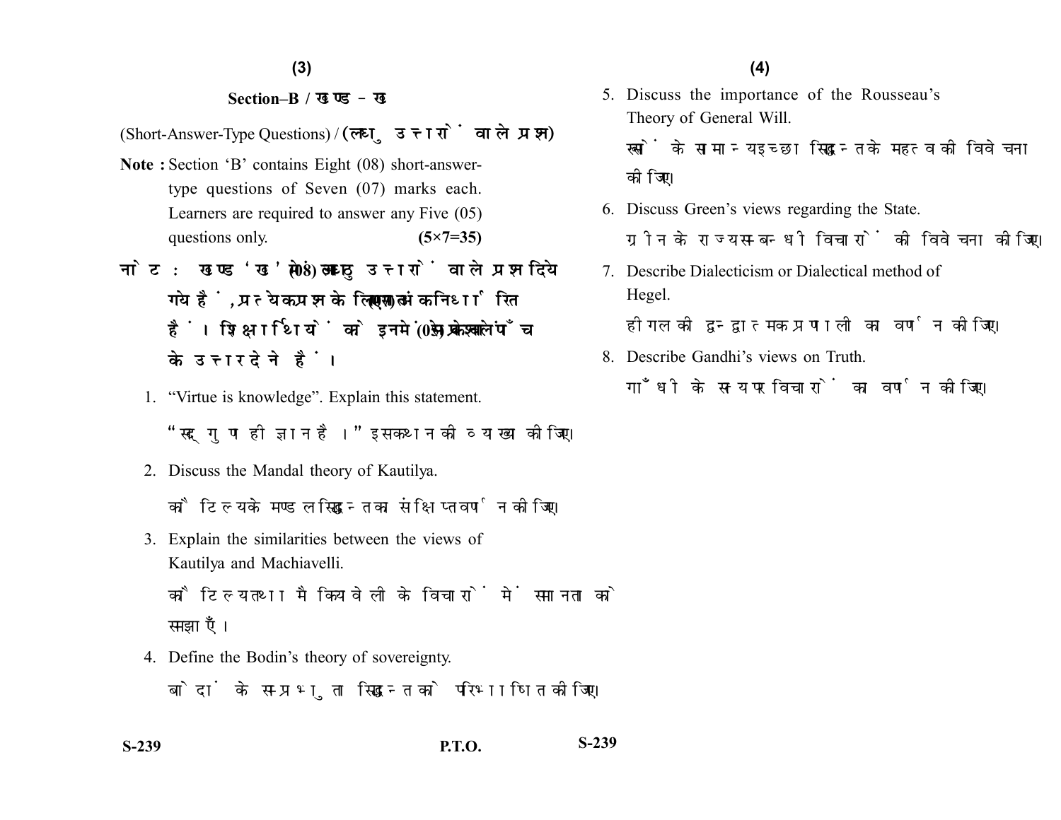## Section–B / खण्ड – ख

(Short-Answer-Type Questions) / **(लघु उत्तरों वाले प्रश्न)**

**Note :** Section 'B' contains Eight (08) short-answer-type questions of Seven (07) marks each. Learners are required to answer any Five (05) questions only. **(5×7=35)**

**नोट :** खण्ड 'ख' में आठ (08) लघु उत्तरों वाले प्रश्न दिये गये हैं, प्रत्येक प्रश्न के लिए सात (07) अंक निर्धारित हैं। शिक्षार्थियों को इनमें से केवल पाँच (05) प्रश्नों के उत्तर देने हैं।

1. "Virtue is knowledge". Explain this statement.

   "सद्गुण ही ज्ञान है।" इस कथन की व्याख्या कीजिए।

2. Discuss the Mandal theory of Kautilya.

   कौटिल्य के मण्डल सिद्धान्त का संक्षिप्त वर्णन कीजिए।

3. Explain the similarities between the views of Kautilya and Machiavelli.

   कौटिल्य तथा मैकियावेली के विचारों में समानता को समझाएँ।

4. Define the Bodin's theory of sovereignty.

   बोदां के सम्प्रभुता सिद्धान्त को परिभाषित कीजिए।

5. Discuss the importance of the Rousseau's Theory of General Will.

   रूसो के सामान्य इच्छा सिद्धान्त के महत्व की विवेचना कीजिए।

6. Discuss Green's views regarding the State.

   ग्रीन के राज्य सम्बन्धी विचारों की विवेचना कीजिए।

7. Describe Dialecticism or Dialectical method of Hegel.

   हीगल की द्वन्द्वात्मक प्रणाली का वर्णन कीजिए।

8. Describe Gandhi's views on Truth.

   गाँधी के सत्य पर विचारों का वर्णन कीजिए।